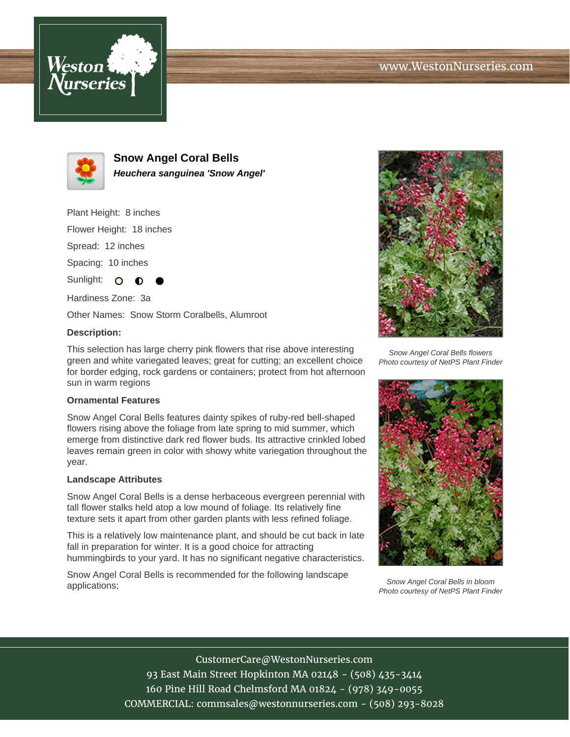# Snow Angel Coral Bells

***Heuchera sanguinea 'Snow Angel'***

Plant Height: 8 inches

Flower Height: 18 inches

Spread: 12 inches

Spacing: 10 inches

Sunlight: ○ ◐ ●

Hardiness Zone: 3a

Other Names: Snow Storm Coralbells, Alumroot

**Description:**

This selection has large cherry pink flowers that rise above interesting green and white variegated leaves; great for cutting; an excellent choice for border edging, rock gardens or containers; protect from hot afternoon sun in warm regions

**Ornamental Features**

Snow Angel Coral Bells features dainty spikes of ruby-red bell-shaped flowers rising above the foliage from late spring to mid summer, which emerge from distinctive dark red flower buds. Its attractive crinkled lobed leaves remain green in color with showy white variegation throughout the year.

**Landscape Attributes**

Snow Angel Coral Bells is a dense herbaceous evergreen perennial with tall flower stalks held atop a low mound of foliage. Its relatively fine texture sets it apart from other garden plants with less refined foliage.

This is a relatively low maintenance plant, and should be cut back in late fall in preparation for winter. It is a good choice for attracting hummingbirds to your yard. It has no significant negative characteristics.

Snow Angel Coral Bells is recommended for the following landscape applications;

*Snow Angel Coral Bells flowers*
*Photo courtesy of NetPS Plant Finder*

*Snow Angel Coral Bells in bloom*
*Photo courtesy of NetPS Plant Finder*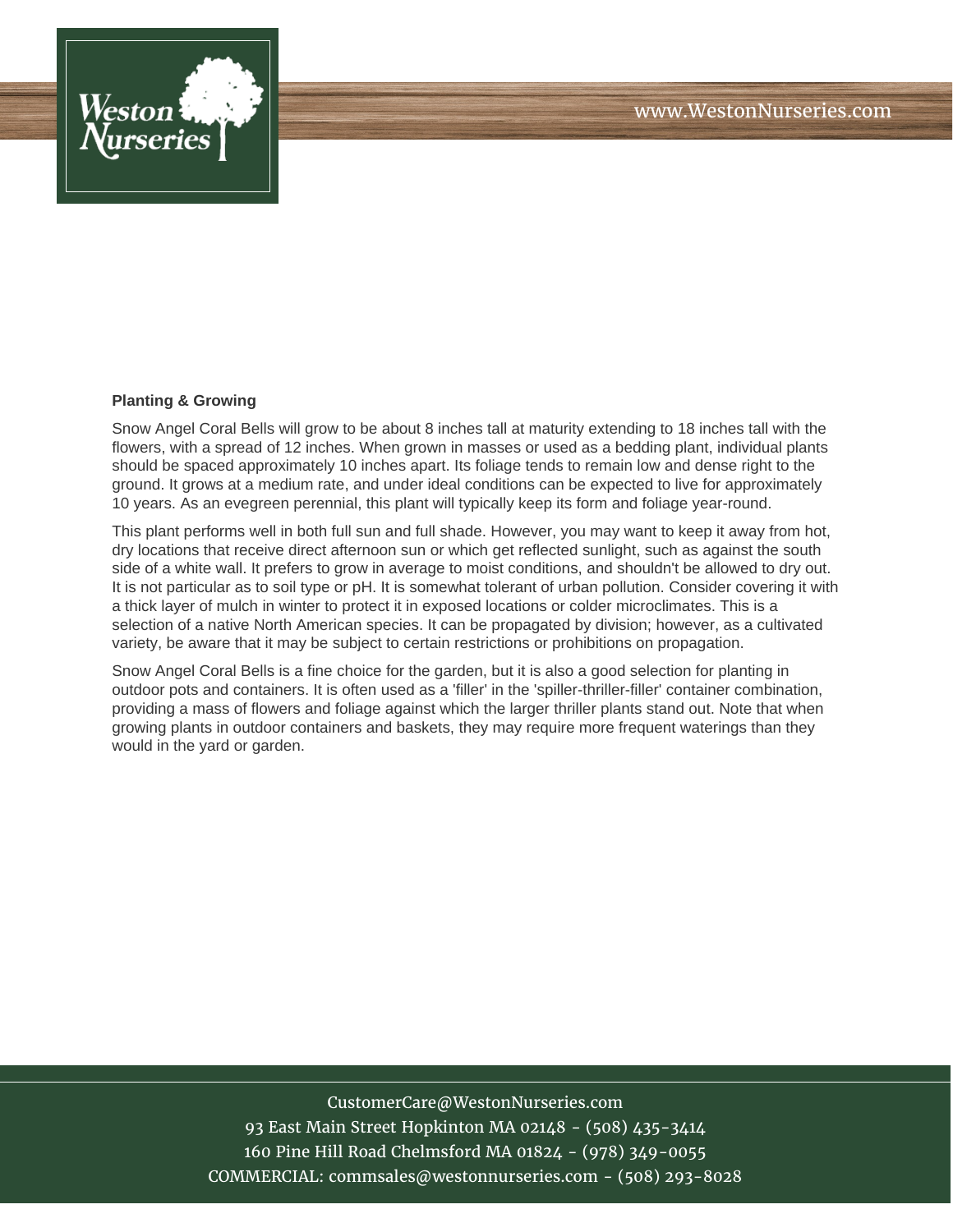**Planting & Growing**

Snow Angel Coral Bells will grow to be about 8 inches tall at maturity extending to 18 inches tall with the flowers, with a spread of 12 inches. When grown in masses or used as a bedding plant, individual plants should be spaced approximately 10 inches apart. Its foliage tends to remain low and dense right to the ground. It grows at a medium rate, and under ideal conditions can be expected to live for approximately 10 years. As an evegreen perennial, this plant will typically keep its form and foliage year-round.

This plant performs well in both full sun and full shade. However, you may want to keep it away from hot, dry locations that receive direct afternoon sun or which get reflected sunlight, such as against the south side of a white wall. It prefers to grow in average to moist conditions, and shouldn't be allowed to dry out. It is not particular as to soil type or pH. It is somewhat tolerant of urban pollution. Consider covering it with a thick layer of mulch in winter to protect it in exposed locations or colder microclimates. This is a selection of a native North American species. It can be propagated by division; however, as a cultivated variety, be aware that it may be subject to certain restrictions or prohibitions on propagation.

Snow Angel Coral Bells is a fine choice for the garden, but it is also a good selection for planting in outdoor pots and containers. It is often used as a 'filler' in the 'spiller-thriller-filler' container combination, providing a mass of flowers and foliage against which the larger thriller plants stand out. Note that when growing plants in outdoor containers and baskets, they may require more frequent waterings than they would in the yard or garden.